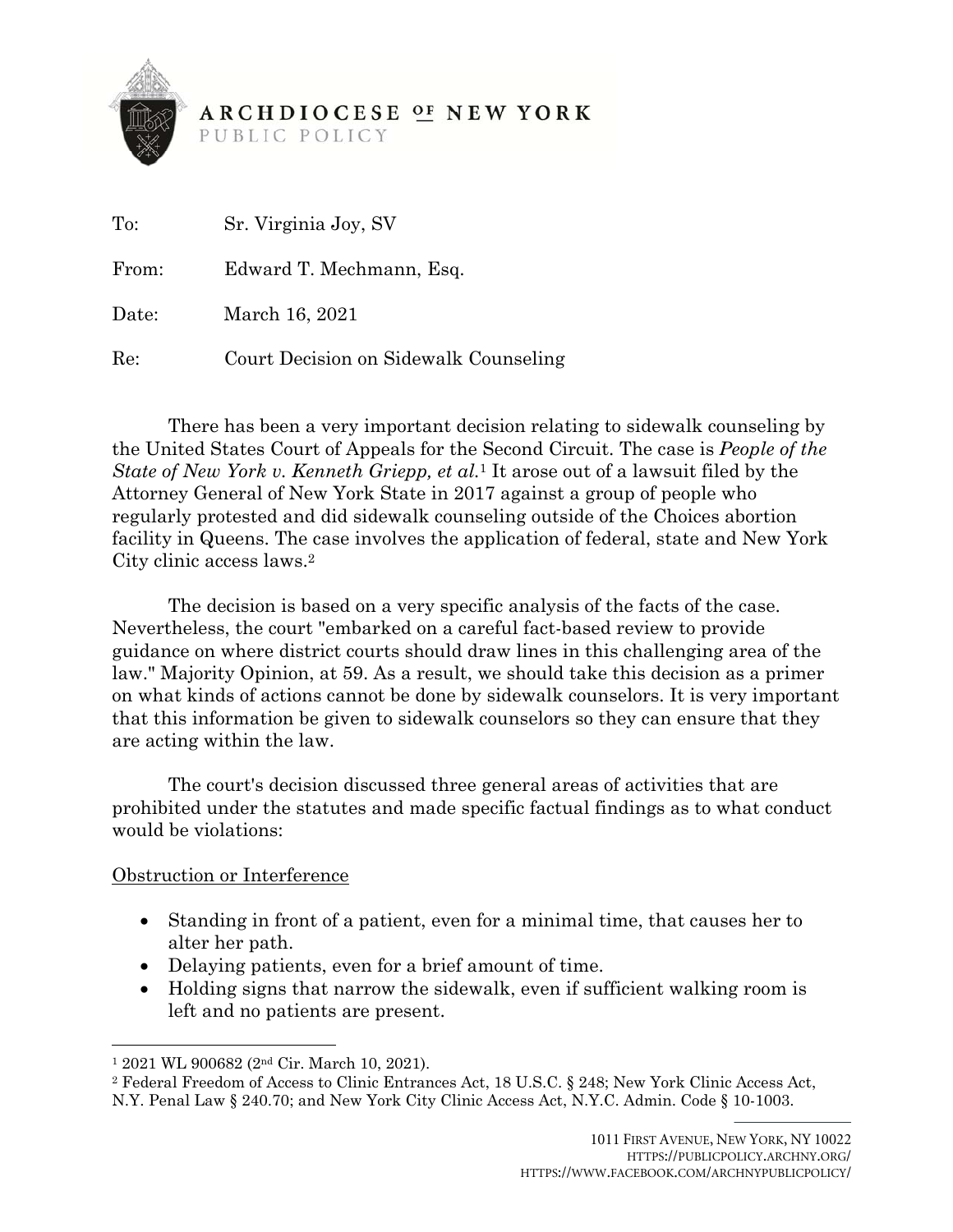ARCHDIOCESE OF NEW YORK
PUBLIC POLICY

To: Sr. Virginia Joy, SV

From: Edward T. Mechmann, Esq.

Date: March 16, 2021

Re: Court Decision on Sidewalk Counseling

There has been a very important decision relating to sidewalk counseling by the United States Court of Appeals for the Second Circuit. The case is *People of the State of New York v. Kenneth Griepp, et al.*[1] It arose out of a lawsuit filed by the Attorney General of New York State in 2017 against a group of people who regularly protested and did sidewalk counseling outside of the Choices abortion facility in Queens. The case involves the application of federal, state and New York City clinic access laws.[2]

The decision is based on a very specific analysis of the facts of the case. Nevertheless, the court "embarked on a careful fact-based review to provide guidance on where district courts should draw lines in this challenging area of the law." Majority Opinion, at 59. As a result, we should take this decision as a primer on what kinds of actions cannot be done by sidewalk counselors. It is very important that this information be given to sidewalk counselors so they can ensure that they are acting within the law.

The court's decision discussed three general areas of activities that are prohibited under the statutes and made specific factual findings as to what conduct would be violations:

<u>Obstruction or Interference</u>

- Standing in front of a patient, even for a minimal time, that causes her to alter her path.
- Delaying patients, even for a brief amount of time.
- Holding signs that narrow the sidewalk, even if sufficient walking room is left and no patients are present.

[1] 2021 WL 900682 (2nd Cir. March 10, 2021).

[2] Federal Freedom of Access to Clinic Entrances Act, 18 U.S.C. § 248; New York Clinic Access Act, N.Y. Penal Law § 240.70; and New York City Clinic Access Act, N.Y.C. Admin. Code § 10-1003.

1011 First Avenue, New York, NY 10022
https://publicpolicy.archny.org/
https://www.facebook.com/archnypublicpolicy/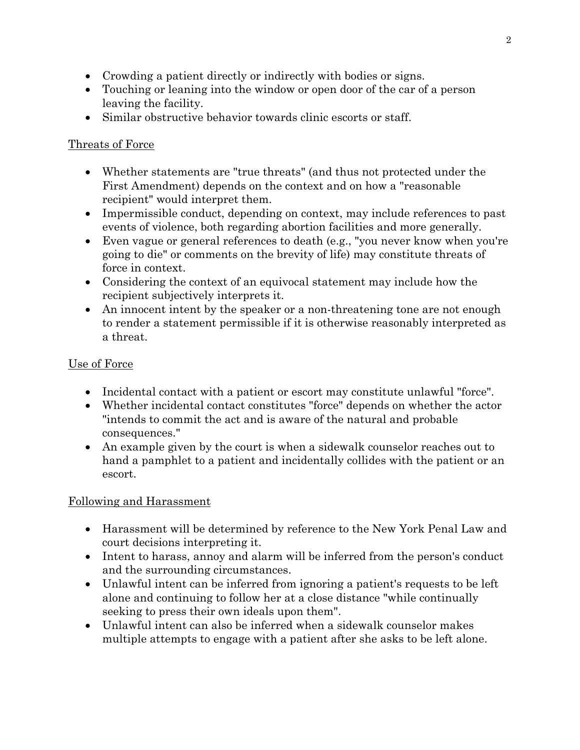- Crowding a patient directly or indirectly with bodies or signs.
- Touching or leaning into the window or open door of the car of a person leaving the facility.
- Similar obstructive behavior towards clinic escorts or staff.

Threats of Force

- Whether statements are "true threats" (and thus not protected under the First Amendment) depends on the context and on how a "reasonable recipient" would interpret them.
- Impermissible conduct, depending on context, may include references to past events of violence, both regarding abortion facilities and more generally.
- Even vague or general references to death (e.g., "you never know when you're going to die" or comments on the brevity of life) may constitute threats of force in context.
- Considering the context of an equivocal statement may include how the recipient subjectively interprets it.
- An innocent intent by the speaker or a non-threatening tone are not enough to render a statement permissible if it is otherwise reasonably interpreted as a threat.

Use of Force

- Incidental contact with a patient or escort may constitute unlawful "force".
- Whether incidental contact constitutes "force" depends on whether the actor "intends to commit the act and is aware of the natural and probable consequences."
- An example given by the court is when a sidewalk counselor reaches out to hand a pamphlet to a patient and incidentally collides with the patient or an escort.

Following and Harassment

- Harassment will be determined by reference to the New York Penal Law and court decisions interpreting it.
- Intent to harass, annoy and alarm will be inferred from the person's conduct and the surrounding circumstances.
- Unlawful intent can be inferred from ignoring a patient's requests to be left alone and continuing to follow her at a close distance "while continually seeking to press their own ideals upon them".
- Unlawful intent can also be inferred when a sidewalk counselor makes multiple attempts to engage with a patient after she asks to be left alone.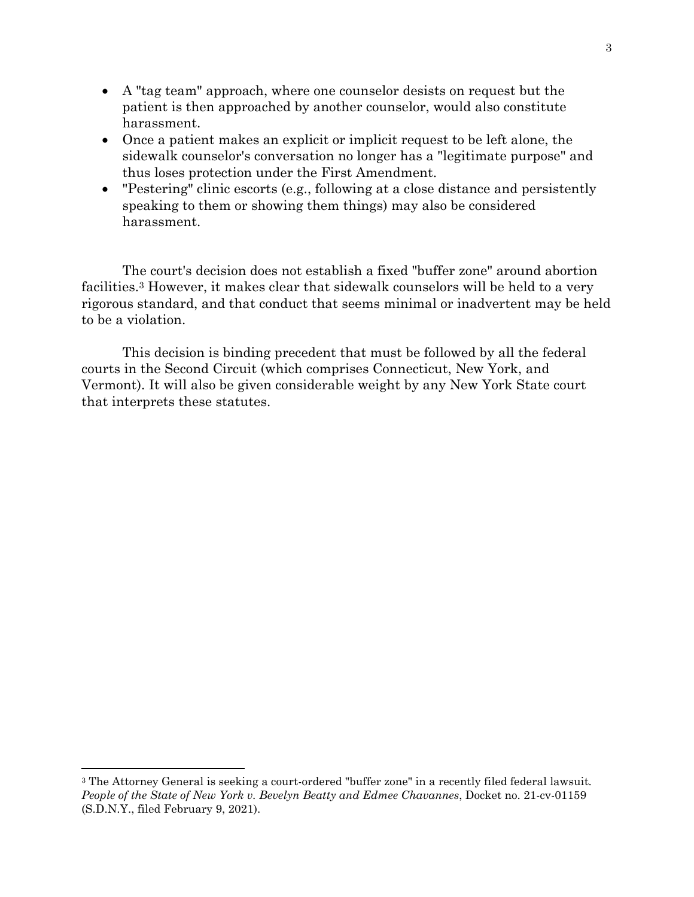- A "tag team" approach, where one counselor desists on request but the patient is then approached by another counselor, would also constitute harassment.
- Once a patient makes an explicit or implicit request to be left alone, the sidewalk counselor's conversation no longer has a "legitimate purpose" and thus loses protection under the First Amendment.
- "Pestering" clinic escorts (e.g., following at a close distance and persistently speaking to them or showing them things) may also be considered harassment.

The court's decision does not establish a fixed "buffer zone" around abortion facilities.[3] However, it makes clear that sidewalk counselors will be held to a very rigorous standard, and that conduct that seems minimal or inadvertent may be held to be a violation.

This decision is binding precedent that must be followed by all the federal courts in the Second Circuit (which comprises Connecticut, New York, and Vermont). It will also be given considerable weight by any New York State court that interprets these statutes.

[3] The Attorney General is seeking a court-ordered "buffer zone" in a recently filed federal lawsuit. *People of the State of New York v. Bevelyn Beatty and Edmee Chavannes*, Docket no. 21-cv-01159 (S.D.N.Y., filed February 9, 2021).